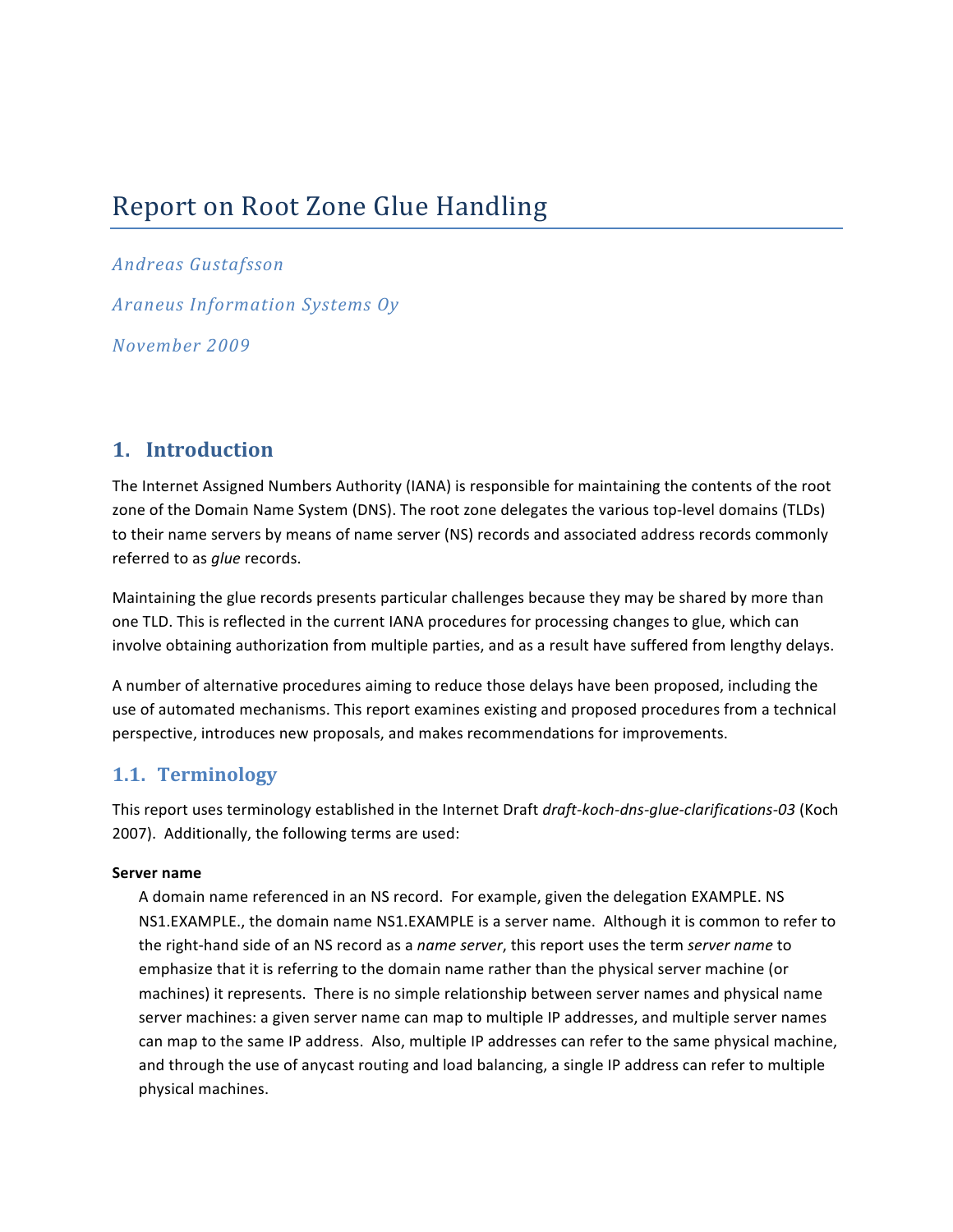# Report on Root Zone Glue Handling

*Andreas Gustafsson*

*Araneus Information Systems Oy*

*November 2009*

## 1. Introduction

The Internet Assigned Numbers Authority (IANA) is responsible for maintaining the contents of the root zone of the Domain Name System (DNS). The root zone delegates the various top-level domains (TLDs) to their name servers by means of name server (NS) records and associated address records commonly referred to as *glue* records.

Maintaining the glue records presents particular challenges because they may be shared by more than one TLD. This is reflected in the current IANA procedures for processing changes to glue, which can involve obtaining authorization from multiple parties, and as a result have suffered from lengthy delays.

A number of alternative procedures aiming to reduce those delays have been proposed, including the use of automated mechanisms. This report examines existing and proposed procedures from a technical perspective, introduces new proposals, and makes recommendations for improvements.

### 1.1. Terminology

This report uses terminology established in the Internet Draft *draft-koch-dns-glue-clarifications-03* (Koch 2007). Additionally, the following terms are used:

**Server name**

A domain name referenced in an NS record. For example, given the delegation EXAMPLE. NS NS1.EXAMPLE., the domain name NS1.EXAMPLE is a server name. Although it is common to refer to the right-hand side of an NS record as a *name server*, this report uses the term *server name* to emphasize that it is referring to the domain name rather than the physical server machine (or machines) it represents. There is no simple relationship between server names and physical name server machines: a given server name can map to multiple IP addresses, and multiple server names can map to the same IP address. Also, multiple IP addresses can refer to the same physical machine, and through the use of anycast routing and load balancing, a single IP address can refer to multiple physical machines.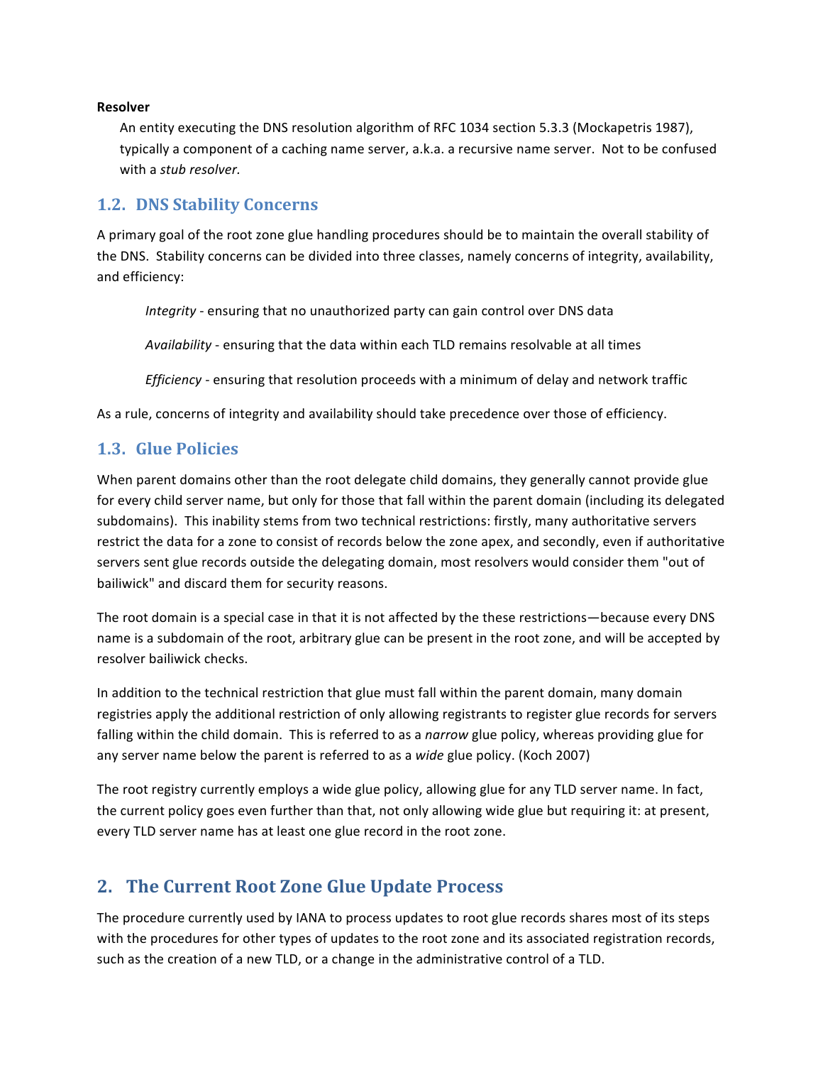**Resolver**

An entity executing the DNS resolution algorithm of RFC 1034 section 5.3.3 (Mockapetris 1987), typically a component of a caching name server, a.k.a. a recursive name server. Not to be confused with a *stub resolver.*

## 1.2. DNS Stability Concerns

A primary goal of the root zone glue handling procedures should be to maintain the overall stability of the DNS. Stability concerns can be divided into three classes, namely concerns of integrity, availability, and efficiency:

*Integrity* - ensuring that no unauthorized party can gain control over DNS data

*Availability* - ensuring that the data within each TLD remains resolvable at all times

*Efficiency* - ensuring that resolution proceeds with a minimum of delay and network traffic

As a rule, concerns of integrity and availability should take precedence over those of efficiency.

## 1.3. Glue Policies

When parent domains other than the root delegate child domains, they generally cannot provide glue for every child server name, but only for those that fall within the parent domain (including its delegated subdomains). This inability stems from two technical restrictions: firstly, many authoritative servers restrict the data for a zone to consist of records below the zone apex, and secondly, even if authoritative servers sent glue records outside the delegating domain, most resolvers would consider them "out of bailiwick" and discard them for security reasons.

The root domain is a special case in that it is not affected by the these restrictions—because every DNS name is a subdomain of the root, arbitrary glue can be present in the root zone, and will be accepted by resolver bailiwick checks.

In addition to the technical restriction that glue must fall within the parent domain, many domain registries apply the additional restriction of only allowing registrants to register glue records for servers falling within the child domain. This is referred to as a *narrow* glue policy, whereas providing glue for any server name below the parent is referred to as a *wide* glue policy. (Koch 2007)

The root registry currently employs a wide glue policy, allowing glue for any TLD server name. In fact, the current policy goes even further than that, not only allowing wide glue but requiring it: at present, every TLD server name has at least one glue record in the root zone.

# 2. The Current Root Zone Glue Update Process

The procedure currently used by IANA to process updates to root glue records shares most of its steps with the procedures for other types of updates to the root zone and its associated registration records, such as the creation of a new TLD, or a change in the administrative control of a TLD.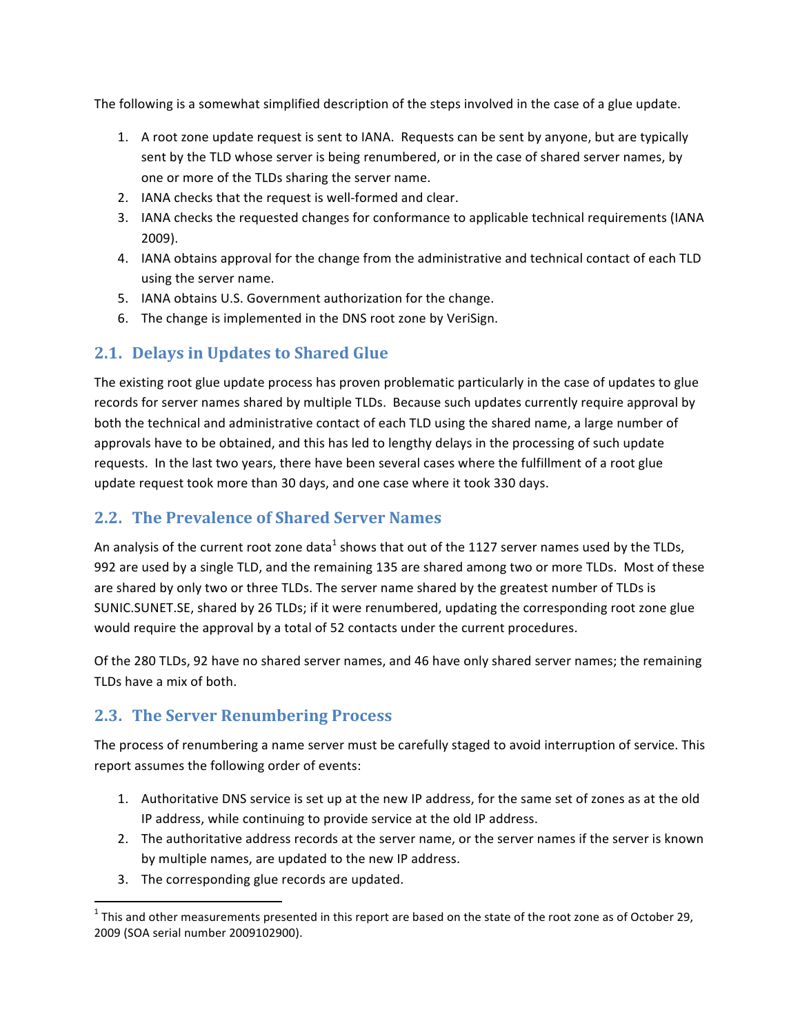The following is a somewhat simplified description of the steps involved in the case of a glue update.

1. A root zone update request is sent to IANA. Requests can be sent by anyone, but are typically sent by the TLD whose server is being renumbered, or in the case of shared server names, by one or more of the TLDs sharing the server name.
2. IANA checks that the request is well-formed and clear.
3. IANA checks the requested changes for conformance to applicable technical requirements (IANA 2009).
4. IANA obtains approval for the change from the administrative and technical contact of each TLD using the server name.
5. IANA obtains U.S. Government authorization for the change.
6. The change is implemented in the DNS root zone by VeriSign.

## 2.1. Delays in Updates to Shared Glue

The existing root glue update process has proven problematic particularly in the case of updates to glue records for server names shared by multiple TLDs. Because such updates currently require approval by both the technical and administrative contact of each TLD using the shared name, a large number of approvals have to be obtained, and this has led to lengthy delays in the processing of such update requests. In the last two years, there have been several cases where the fulfillment of a root glue update request took more than 30 days, and one case where it took 330 days.

## 2.2. The Prevalence of Shared Server Names

An analysis of the current root zone data[1] shows that out of the 1127 server names used by the TLDs, 992 are used by a single TLD, and the remaining 135 are shared among two or more TLDs. Most of these are shared by only two or three TLDs. The server name shared by the greatest number of TLDs is SUNIC.SUNET.SE, shared by 26 TLDs; if it were renumbered, updating the corresponding root zone glue would require the approval by a total of 52 contacts under the current procedures.

Of the 280 TLDs, 92 have no shared server names, and 46 have only shared server names; the remaining TLDs have a mix of both.

## 2.3. The Server Renumbering Process

The process of renumbering a name server must be carefully staged to avoid interruption of service. This report assumes the following order of events:

1. Authoritative DNS service is set up at the new IP address, for the same set of zones as at the old IP address, while continuing to provide service at the old IP address.
2. The authoritative address records at the server name, or the server names if the server is known by multiple names, are updated to the new IP address.
3. The corresponding glue records are updated.

[1] This and other measurements presented in this report are based on the state of the root zone as of October 29, 2009 (SOA serial number 2009102900).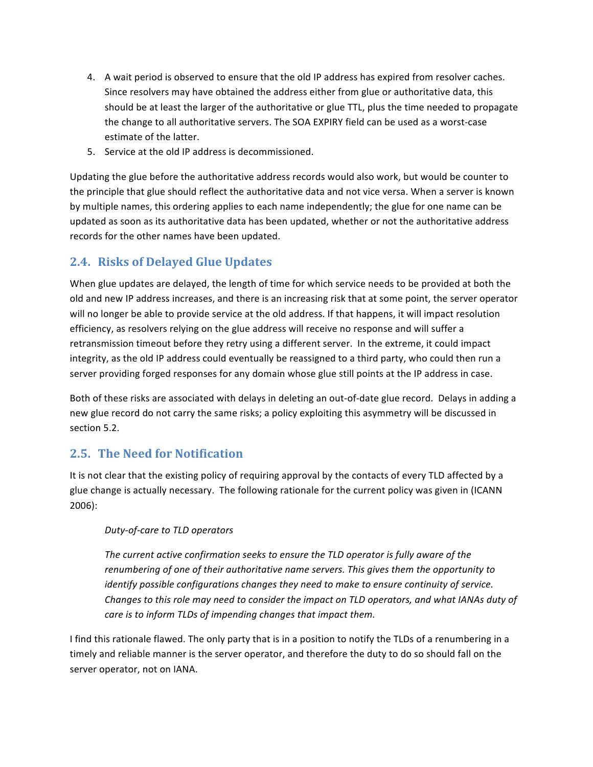4. A wait period is observed to ensure that the old IP address has expired from resolver caches. Since resolvers may have obtained the address either from glue or authoritative data, this should be at least the larger of the authoritative or glue TTL, plus the time needed to propagate the change to all authoritative servers. The SOA EXPIRY field can be used as a worst-case estimate of the latter.
5. Service at the old IP address is decommissioned.

Updating the glue before the authoritative address records would also work, but would be counter to the principle that glue should reflect the authoritative data and not vice versa. When a server is known by multiple names, this ordering applies to each name independently; the glue for one name can be updated as soon as its authoritative data has been updated, whether or not the authoritative address records for the other names have been updated.

## 2.4. Risks of Delayed Glue Updates

When glue updates are delayed, the length of time for which service needs to be provided at both the old and new IP address increases, and there is an increasing risk that at some point, the server operator will no longer be able to provide service at the old address. If that happens, it will impact resolution efficiency, as resolvers relying on the glue address will receive no response and will suffer a retransmission timeout before they retry using a different server. In the extreme, it could impact integrity, as the old IP address could eventually be reassigned to a third party, who could then run a server providing forged responses for any domain whose glue still points at the IP address in case.

Both of these risks are associated with delays in deleting an out-of-date glue record. Delays in adding a new glue record do not carry the same risks; a policy exploiting this asymmetry will be discussed in section 5.2.

## 2.5. The Need for Notification

It is not clear that the existing policy of requiring approval by the contacts of every TLD affected by a glue change is actually necessary. The following rationale for the current policy was given in (ICANN 2006):

> *Duty-of-care to TLD operators*
>
> *The current active confirmation seeks to ensure the TLD operator is fully aware of the renumbering of one of their authoritative name servers. This gives them the opportunity to identify possible configurations changes they need to make to ensure continuity of service. Changes to this role may need to consider the impact on TLD operators, and what IANAs duty of care is to inform TLDs of impending changes that impact them.*

I find this rationale flawed. The only party that is in a position to notify the TLDs of a renumbering in a timely and reliable manner is the server operator, and therefore the duty to do so should fall on the server operator, not on IANA.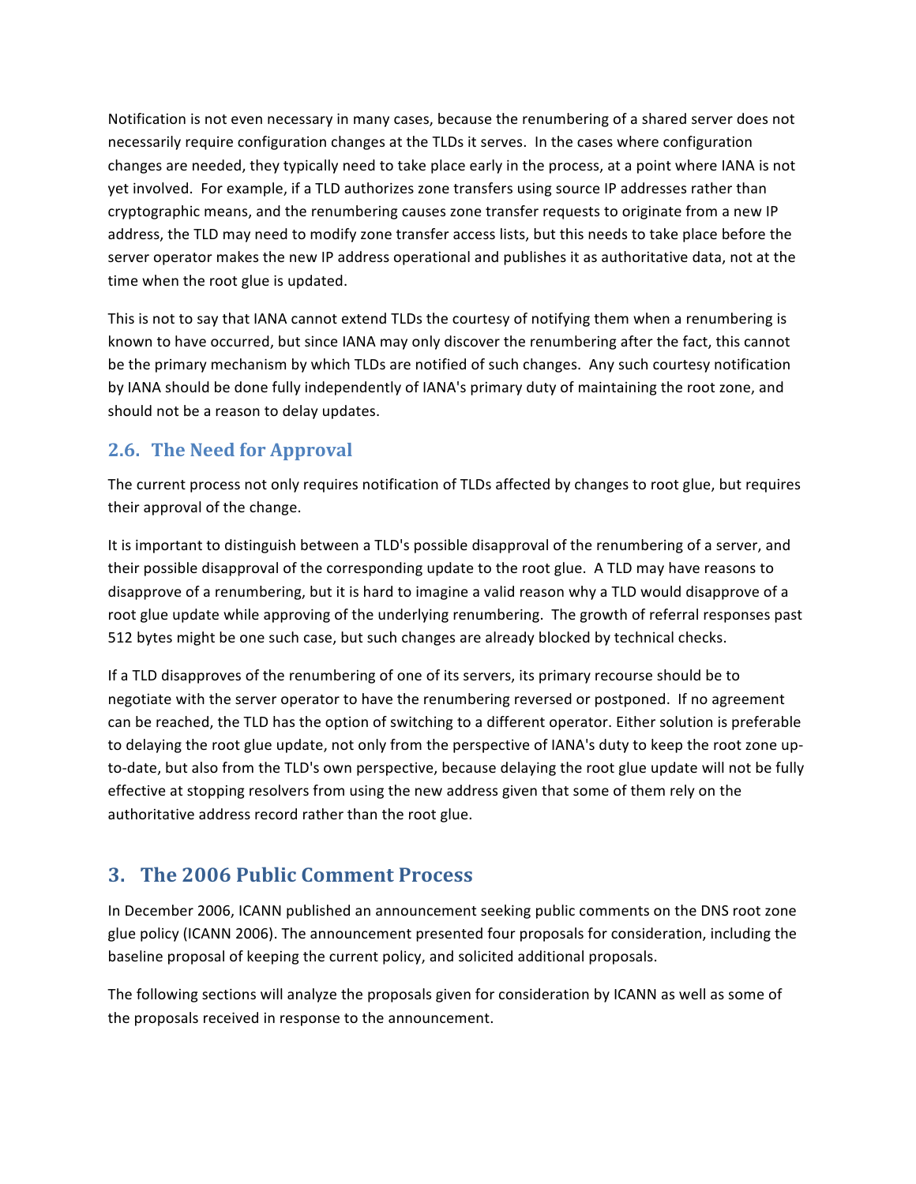Notification is not even necessary in many cases, because the renumbering of a shared server does not necessarily require configuration changes at the TLDs it serves. In the cases where configuration changes are needed, they typically need to take place early in the process, at a point where IANA is not yet involved. For example, if a TLD authorizes zone transfers using source IP addresses rather than cryptographic means, and the renumbering causes zone transfer requests to originate from a new IP address, the TLD may need to modify zone transfer access lists, but this needs to take place before the server operator makes the new IP address operational and publishes it as authoritative data, not at the time when the root glue is updated.

This is not to say that IANA cannot extend TLDs the courtesy of notifying them when a renumbering is known to have occurred, but since IANA may only discover the renumbering after the fact, this cannot be the primary mechanism by which TLDs are notified of such changes. Any such courtesy notification by IANA should be done fully independently of IANA's primary duty of maintaining the root zone, and should not be a reason to delay updates.

### 2.6. The Need for Approval

The current process not only requires notification of TLDs affected by changes to root glue, but requires their approval of the change.

It is important to distinguish between a TLD's possible disapproval of the renumbering of a server, and their possible disapproval of the corresponding update to the root glue. A TLD may have reasons to disapprove of a renumbering, but it is hard to imagine a valid reason why a TLD would disapprove of a root glue update while approving of the underlying renumbering. The growth of referral responses past 512 bytes might be one such case, but such changes are already blocked by technical checks.

If a TLD disapproves of the renumbering of one of its servers, its primary recourse should be to negotiate with the server operator to have the renumbering reversed or postponed. If no agreement can be reached, the TLD has the option of switching to a different operator. Either solution is preferable to delaying the root glue update, not only from the perspective of IANA's duty to keep the root zone up-to-date, but also from the TLD's own perspective, because delaying the root glue update will not be fully effective at stopping resolvers from using the new address given that some of them rely on the authoritative address record rather than the root glue.

## 3. The 2006 Public Comment Process

In December 2006, ICANN published an announcement seeking public comments on the DNS root zone glue policy (ICANN 2006). The announcement presented four proposals for consideration, including the baseline proposal of keeping the current policy, and solicited additional proposals.

The following sections will analyze the proposals given for consideration by ICANN as well as some of the proposals received in response to the announcement.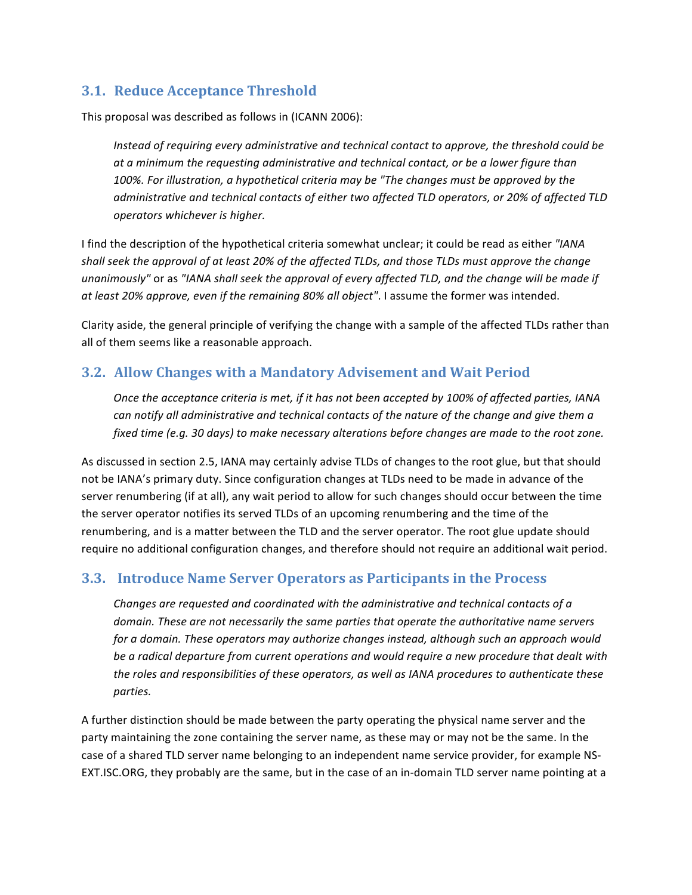## 3.1. Reduce Acceptance Threshold

This proposal was described as follows in (ICANN 2006):

> *Instead of requiring every administrative and technical contact to approve, the threshold could be at a minimum the requesting administrative and technical contact, or be a lower figure than 100%. For illustration, a hypothetical criteria may be "The changes must be approved by the administrative and technical contacts of either two affected TLD operators, or 20% of affected TLD operators whichever is higher.*

I find the description of the hypothetical criteria somewhat unclear; it could be read as either *"IANA shall seek the approval of at least 20% of the affected TLDs, and those TLDs must approve the change unanimously"* or as *"IANA shall seek the approval of every affected TLD, and the change will be made if at least 20% approve, even if the remaining 80% all object"*. I assume the former was intended.

Clarity aside, the general principle of verifying the change with a sample of the affected TLDs rather than all of them seems like a reasonable approach.

## 3.2. Allow Changes with a Mandatory Advisement and Wait Period

> *Once the acceptance criteria is met, if it has not been accepted by 100% of affected parties, IANA can notify all administrative and technical contacts of the nature of the change and give them a fixed time (e.g. 30 days) to make necessary alterations before changes are made to the root zone.*

As discussed in section 2.5, IANA may certainly advise TLDs of changes to the root glue, but that should not be IANA's primary duty. Since configuration changes at TLDs need to be made in advance of the server renumbering (if at all), any wait period to allow for such changes should occur between the time the server operator notifies its served TLDs of an upcoming renumbering and the time of the renumbering, and is a matter between the TLD and the server operator. The root glue update should require no additional configuration changes, and therefore should not require an additional wait period.

## 3.3. Introduce Name Server Operators as Participants in the Process

> *Changes are requested and coordinated with the administrative and technical contacts of a domain. These are not necessarily the same parties that operate the authoritative name servers for a domain. These operators may authorize changes instead, although such an approach would be a radical departure from current operations and would require a new procedure that dealt with the roles and responsibilities of these operators, as well as IANA procedures to authenticate these parties.*

A further distinction should be made between the party operating the physical name server and the party maintaining the zone containing the server name, as these may or may not be the same. In the case of a shared TLD server name belonging to an independent name service provider, for example NS-EXT.ISC.ORG, they probably are the same, but in the case of an in-domain TLD server name pointing at a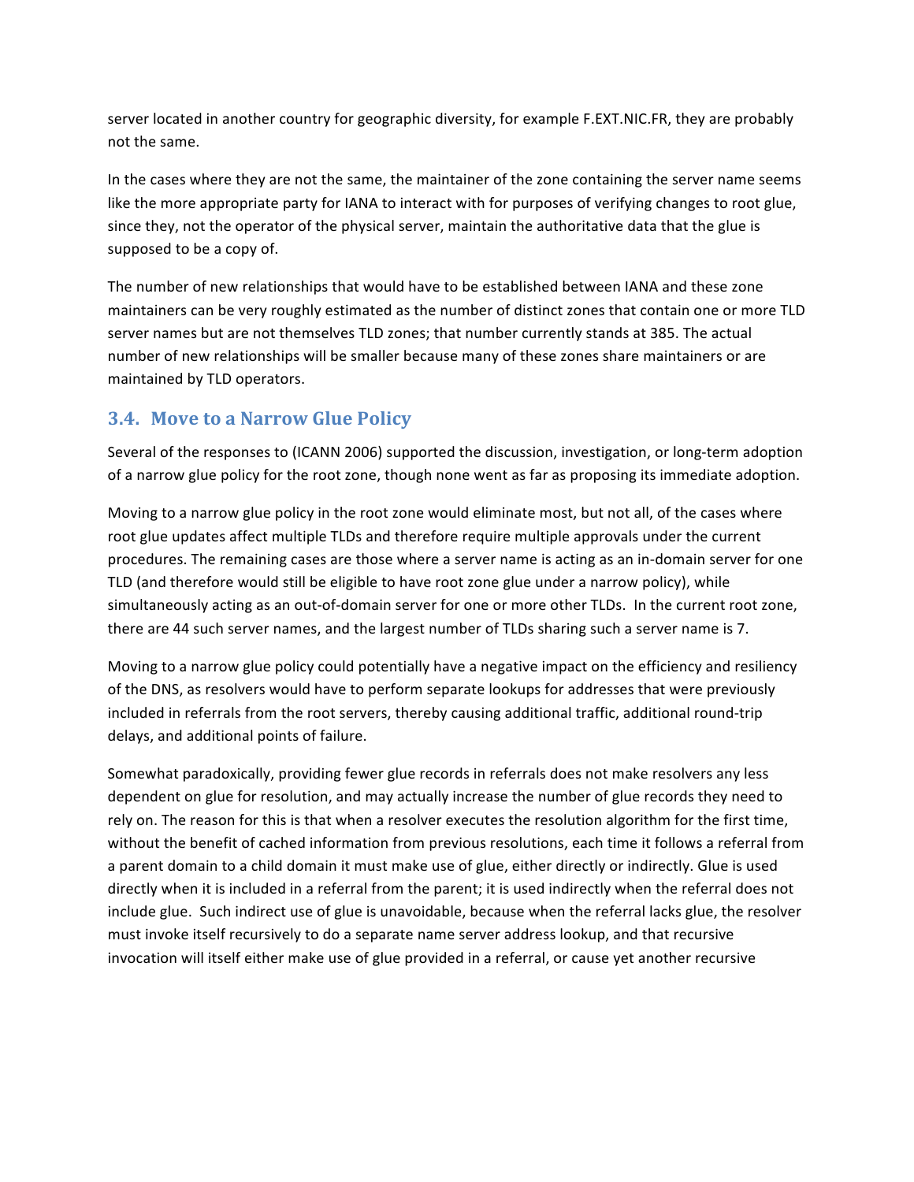server located in another country for geographic diversity, for example F.EXT.NIC.FR, they are probably not the same.

In the cases where they are not the same, the maintainer of the zone containing the server name seems like the more appropriate party for IANA to interact with for purposes of verifying changes to root glue, since they, not the operator of the physical server, maintain the authoritative data that the glue is supposed to be a copy of.

The number of new relationships that would have to be established between IANA and these zone maintainers can be very roughly estimated as the number of distinct zones that contain one or more TLD server names but are not themselves TLD zones; that number currently stands at 385. The actual number of new relationships will be smaller because many of these zones share maintainers or are maintained by TLD operators.

### 3.4. Move to a Narrow Glue Policy

Several of the responses to (ICANN 2006) supported the discussion, investigation, or long-term adoption of a narrow glue policy for the root zone, though none went as far as proposing its immediate adoption.

Moving to a narrow glue policy in the root zone would eliminate most, but not all, of the cases where root glue updates affect multiple TLDs and therefore require multiple approvals under the current procedures. The remaining cases are those where a server name is acting as an in-domain server for one TLD (and therefore would still be eligible to have root zone glue under a narrow policy), while simultaneously acting as an out-of-domain server for one or more other TLDs. In the current root zone, there are 44 such server names, and the largest number of TLDs sharing such a server name is 7.

Moving to a narrow glue policy could potentially have a negative impact on the efficiency and resiliency of the DNS, as resolvers would have to perform separate lookups for addresses that were previously included in referrals from the root servers, thereby causing additional traffic, additional round-trip delays, and additional points of failure.

Somewhat paradoxically, providing fewer glue records in referrals does not make resolvers any less dependent on glue for resolution, and may actually increase the number of glue records they need to rely on. The reason for this is that when a resolver executes the resolution algorithm for the first time, without the benefit of cached information from previous resolutions, each time it follows a referral from a parent domain to a child domain it must make use of glue, either directly or indirectly. Glue is used directly when it is included in a referral from the parent; it is used indirectly when the referral does not include glue. Such indirect use of glue is unavoidable, because when the referral lacks glue, the resolver must invoke itself recursively to do a separate name server address lookup, and that recursive invocation will itself either make use of glue provided in a referral, or cause yet another recursive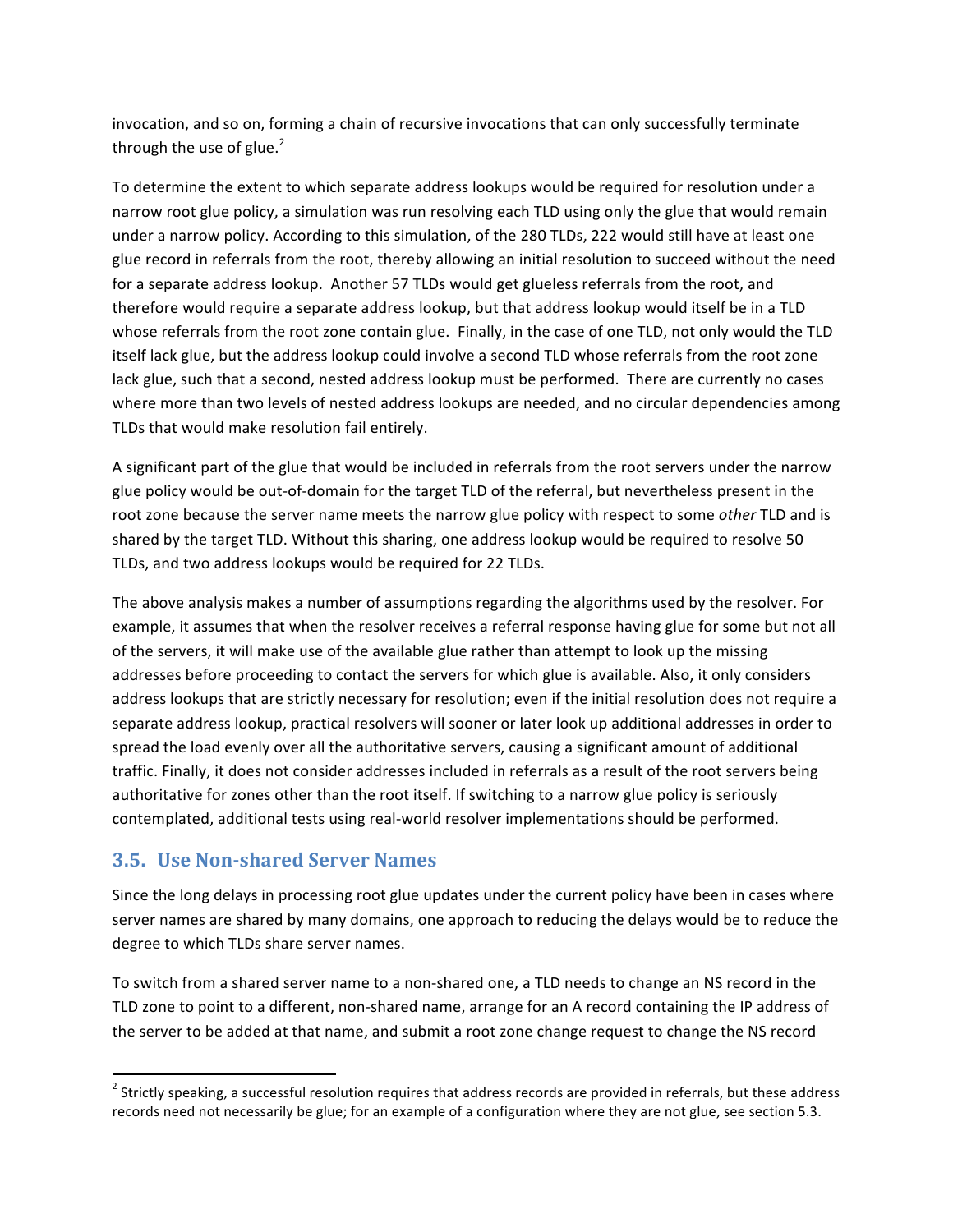invocation, and so on, forming a chain of recursive invocations that can only successfully terminate through the use of glue.[2]

To determine the extent to which separate address lookups would be required for resolution under a narrow root glue policy, a simulation was run resolving each TLD using only the glue that would remain under a narrow policy. According to this simulation, of the 280 TLDs, 222 would still have at least one glue record in referrals from the root, thereby allowing an initial resolution to succeed without the need for a separate address lookup. Another 57 TLDs would get glueless referrals from the root, and therefore would require a separate address lookup, but that address lookup would itself be in a TLD whose referrals from the root zone contain glue. Finally, in the case of one TLD, not only would the TLD itself lack glue, but the address lookup could involve a second TLD whose referrals from the root zone lack glue, such that a second, nested address lookup must be performed. There are currently no cases where more than two levels of nested address lookups are needed, and no circular dependencies among TLDs that would make resolution fail entirely.

A significant part of the glue that would be included in referrals from the root servers under the narrow glue policy would be out-of-domain for the target TLD of the referral, but nevertheless present in the root zone because the server name meets the narrow glue policy with respect to some *other* TLD and is shared by the target TLD. Without this sharing, one address lookup would be required to resolve 50 TLDs, and two address lookups would be required for 22 TLDs.

The above analysis makes a number of assumptions regarding the algorithms used by the resolver. For example, it assumes that when the resolver receives a referral response having glue for some but not all of the servers, it will make use of the available glue rather than attempt to look up the missing addresses before proceeding to contact the servers for which glue is available. Also, it only considers address lookups that are strictly necessary for resolution; even if the initial resolution does not require a separate address lookup, practical resolvers will sooner or later look up additional addresses in order to spread the load evenly over all the authoritative servers, causing a significant amount of additional traffic. Finally, it does not consider addresses included in referrals as a result of the root servers being authoritative for zones other than the root itself. If switching to a narrow glue policy is seriously contemplated, additional tests using real-world resolver implementations should be performed.

### 3.5. Use Non-shared Server Names

Since the long delays in processing root glue updates under the current policy have been in cases where server names are shared by many domains, one approach to reducing the delays would be to reduce the degree to which TLDs share server names.

To switch from a shared server name to a non-shared one, a TLD needs to change an NS record in the TLD zone to point to a different, non-shared name, arrange for an A record containing the IP address of the server to be added at that name, and submit a root zone change request to change the NS record

[2] Strictly speaking, a successful resolution requires that address records are provided in referrals, but these address records need not necessarily be glue; for an example of a configuration where they are not glue, see section 5.3.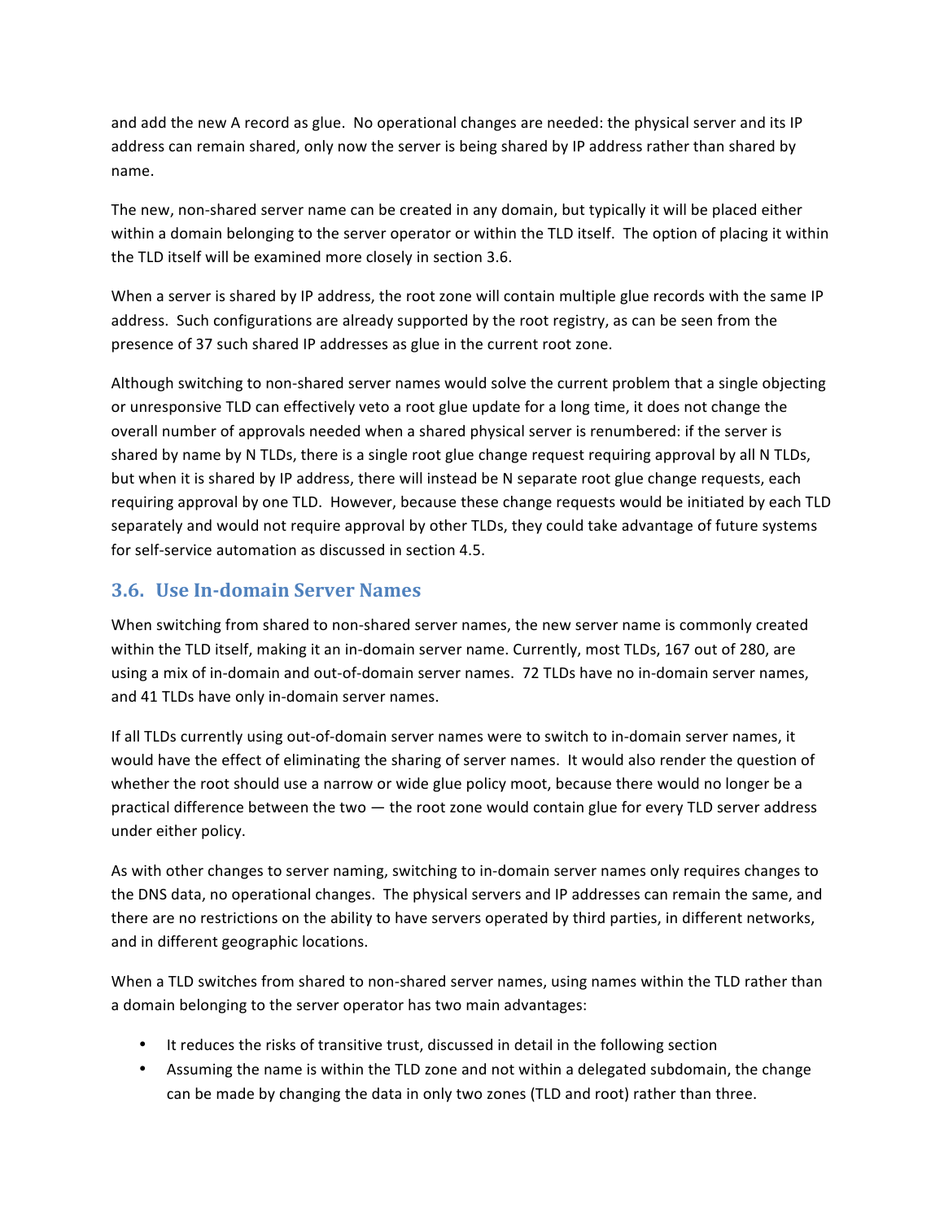and add the new A record as glue. No operational changes are needed: the physical server and its IP address can remain shared, only now the server is being shared by IP address rather than shared by name.

The new, non-shared server name can be created in any domain, but typically it will be placed either within a domain belonging to the server operator or within the TLD itself. The option of placing it within the TLD itself will be examined more closely in section 3.6.

When a server is shared by IP address, the root zone will contain multiple glue records with the same IP address. Such configurations are already supported by the root registry, as can be seen from the presence of 37 such shared IP addresses as glue in the current root zone.

Although switching to non-shared server names would solve the current problem that a single objecting or unresponsive TLD can effectively veto a root glue update for a long time, it does not change the overall number of approvals needed when a shared physical server is renumbered: if the server is shared by name by N TLDs, there is a single root glue change request requiring approval by all N TLDs, but when it is shared by IP address, there will instead be N separate root glue change requests, each requiring approval by one TLD. However, because these change requests would be initiated by each TLD separately and would not require approval by other TLDs, they could take advantage of future systems for self-service automation as discussed in section 4.5.

## 3.6. Use In-domain Server Names

When switching from shared to non-shared server names, the new server name is commonly created within the TLD itself, making it an in-domain server name. Currently, most TLDs, 167 out of 280, are using a mix of in-domain and out-of-domain server names. 72 TLDs have no in-domain server names, and 41 TLDs have only in-domain server names.

If all TLDs currently using out-of-domain server names were to switch to in-domain server names, it would have the effect of eliminating the sharing of server names. It would also render the question of whether the root should use a narrow or wide glue policy moot, because there would no longer be a practical difference between the two — the root zone would contain glue for every TLD server address under either policy.

As with other changes to server naming, switching to in-domain server names only requires changes to the DNS data, no operational changes. The physical servers and IP addresses can remain the same, and there are no restrictions on the ability to have servers operated by third parties, in different networks, and in different geographic locations.

When a TLD switches from shared to non-shared server names, using names within the TLD rather than a domain belonging to the server operator has two main advantages:

- It reduces the risks of transitive trust, discussed in detail in the following section
- Assuming the name is within the TLD zone and not within a delegated subdomain, the change can be made by changing the data in only two zones (TLD and root) rather than three.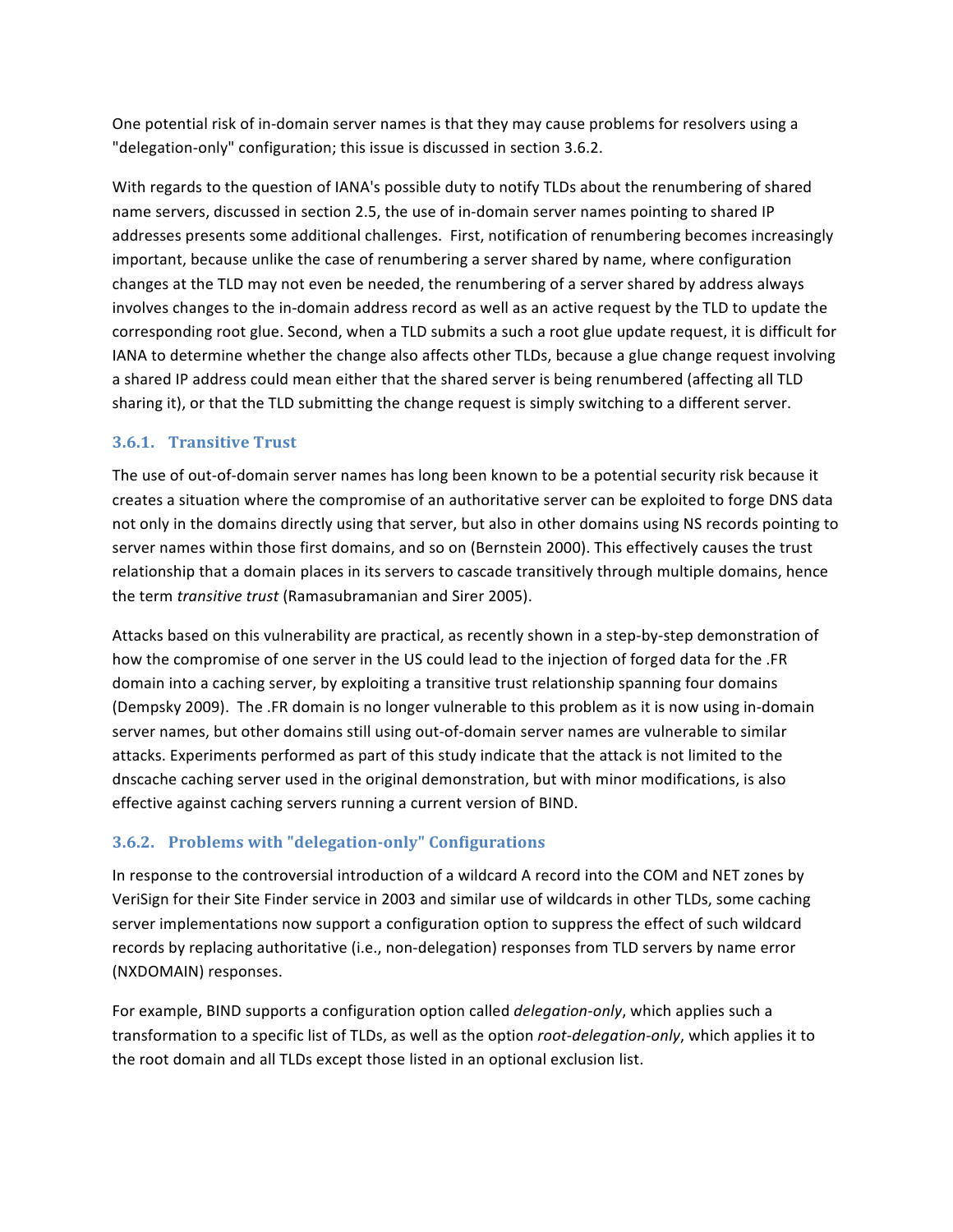One potential risk of in-domain server names is that they may cause problems for resolvers using a "delegation-only" configuration; this issue is discussed in section 3.6.2.

With regards to the question of IANA's possible duty to notify TLDs about the renumbering of shared name servers, discussed in section 2.5, the use of in-domain server names pointing to shared IP addresses presents some additional challenges. First, notification of renumbering becomes increasingly important, because unlike the case of renumbering a server shared by name, where configuration changes at the TLD may not even be needed, the renumbering of a server shared by address always involves changes to the in-domain address record as well as an active request by the TLD to update the corresponding root glue. Second, when a TLD submits a such a root glue update request, it is difficult for IANA to determine whether the change also affects other TLDs, because a glue change request involving a shared IP address could mean either that the shared server is being renumbered (affecting all TLD sharing it), or that the TLD submitting the change request is simply switching to a different server.

### 3.6.1. Transitive Trust

The use of out-of-domain server names has long been known to be a potential security risk because it creates a situation where the compromise of an authoritative server can be exploited to forge DNS data not only in the domains directly using that server, but also in other domains using NS records pointing to server names within those first domains, and so on (Bernstein 2000). This effectively causes the trust relationship that a domain places in its servers to cascade transitively through multiple domains, hence the term *transitive trust* (Ramasubramanian and Sirer 2005).

Attacks based on this vulnerability are practical, as recently shown in a step-by-step demonstration of how the compromise of one server in the US could lead to the injection of forged data for the .FR domain into a caching server, by exploiting a transitive trust relationship spanning four domains (Dempsky 2009). The .FR domain is no longer vulnerable to this problem as it is now using in-domain server names, but other domains still using out-of-domain server names are vulnerable to similar attacks. Experiments performed as part of this study indicate that the attack is not limited to the dnscache caching server used in the original demonstration, but with minor modifications, is also effective against caching servers running a current version of BIND.

### 3.6.2. Problems with "delegation-only" Configurations

In response to the controversial introduction of a wildcard A record into the COM and NET zones by VeriSign for their Site Finder service in 2003 and similar use of wildcards in other TLDs, some caching server implementations now support a configuration option to suppress the effect of such wildcard records by replacing authoritative (i.e., non-delegation) responses from TLD servers by name error (NXDOMAIN) responses.

For example, BIND supports a configuration option called *delegation-only*, which applies such a transformation to a specific list of TLDs, as well as the option *root-delegation-only*, which applies it to the root domain and all TLDs except those listed in an optional exclusion list.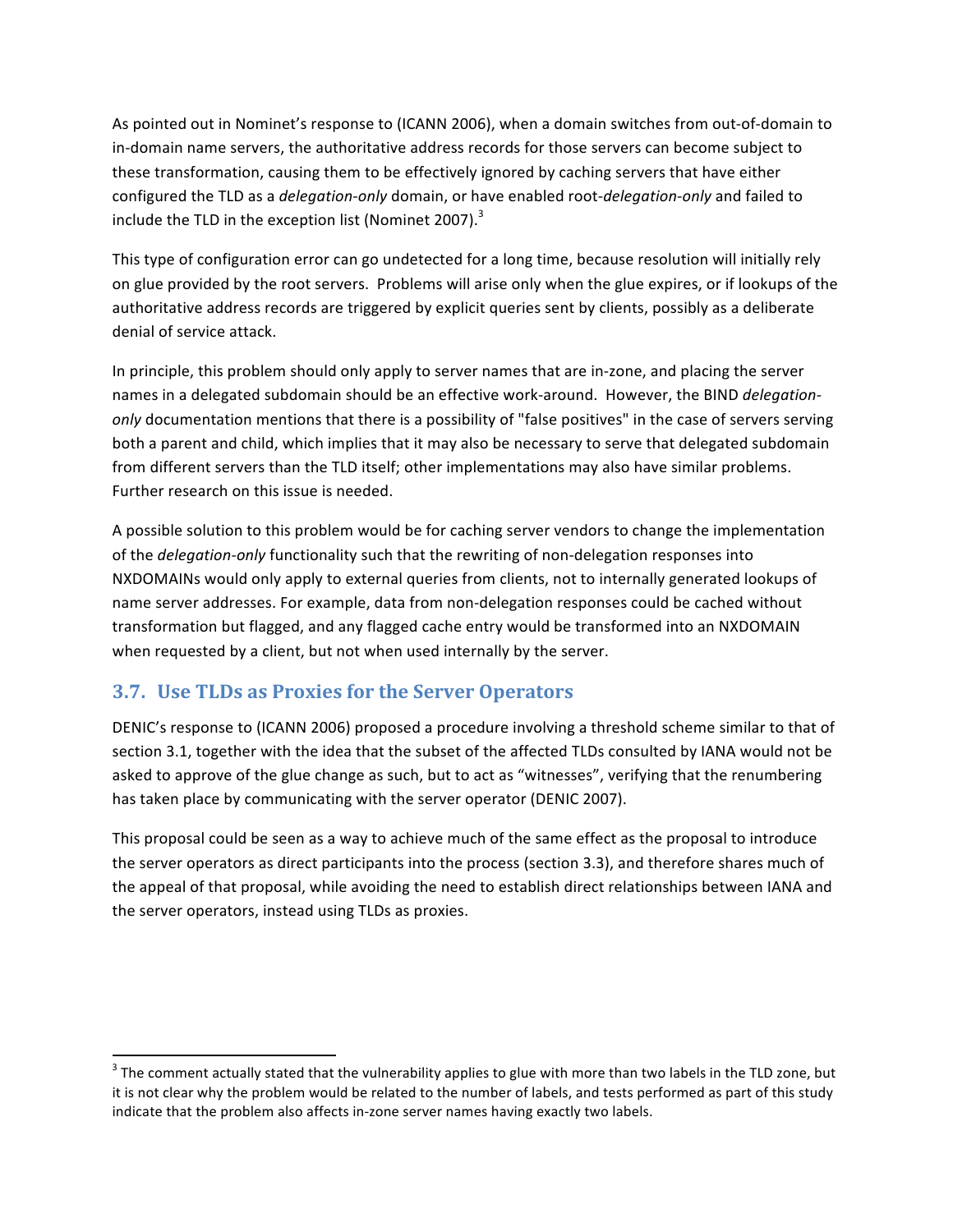As pointed out in Nominet's response to (ICANN 2006), when a domain switches from out-of-domain to in-domain name servers, the authoritative address records for those servers can become subject to these transformation, causing them to be effectively ignored by caching servers that have either configured the TLD as a *delegation-only* domain, or have enabled root-*delegation-only* and failed to include the TLD in the exception list (Nominet 2007).[3]

This type of configuration error can go undetected for a long time, because resolution will initially rely on glue provided by the root servers. Problems will arise only when the glue expires, or if lookups of the authoritative address records are triggered by explicit queries sent by clients, possibly as a deliberate denial of service attack.

In principle, this problem should only apply to server names that are in-zone, and placing the server names in a delegated subdomain should be an effective work-around. However, the BIND *delegation-only* documentation mentions that there is a possibility of "false positives" in the case of servers serving both a parent and child, which implies that it may also be necessary to serve that delegated subdomain from different servers than the TLD itself; other implementations may also have similar problems. Further research on this issue is needed.

A possible solution to this problem would be for caching server vendors to change the implementation of the *delegation-only* functionality such that the rewriting of non-delegation responses into NXDOMAINs would only apply to external queries from clients, not to internally generated lookups of name server addresses. For example, data from non-delegation responses could be cached without transformation but flagged, and any flagged cache entry would be transformed into an NXDOMAIN when requested by a client, but not when used internally by the server.

## 3.7. Use TLDs as Proxies for the Server Operators

DENIC's response to (ICANN 2006) proposed a procedure involving a threshold scheme similar to that of section 3.1, together with the idea that the subset of the affected TLDs consulted by IANA would not be asked to approve of the glue change as such, but to act as "witnesses", verifying that the renumbering has taken place by communicating with the server operator (DENIC 2007).

This proposal could be seen as a way to achieve much of the same effect as the proposal to introduce the server operators as direct participants into the process (section 3.3), and therefore shares much of the appeal of that proposal, while avoiding the need to establish direct relationships between IANA and the server operators, instead using TLDs as proxies.

---

[3] The comment actually stated that the vulnerability applies to glue with more than two labels in the TLD zone, but it is not clear why the problem would be related to the number of labels, and tests performed as part of this study indicate that the problem also affects in-zone server names having exactly two labels.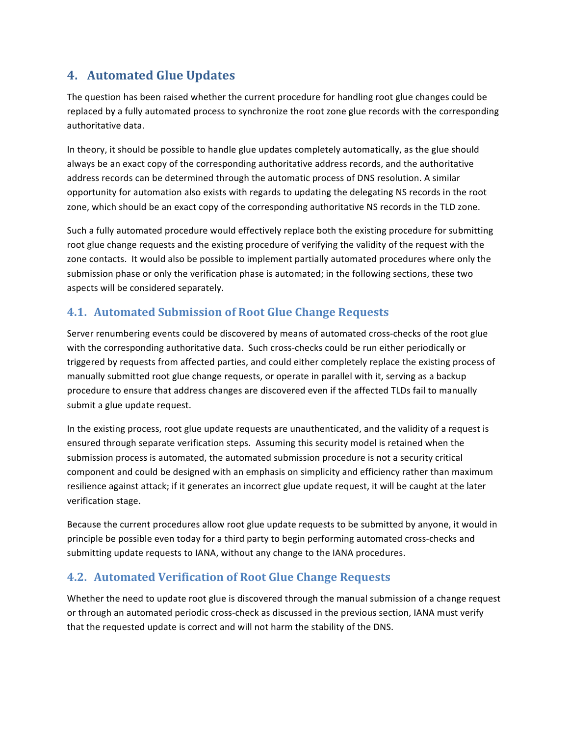## 4. Automated Glue Updates

The question has been raised whether the current procedure for handling root glue changes could be replaced by a fully automated process to synchronize the root zone glue records with the corresponding authoritative data.

In theory, it should be possible to handle glue updates completely automatically, as the glue should always be an exact copy of the corresponding authoritative address records, and the authoritative address records can be determined through the automatic process of DNS resolution. A similar opportunity for automation also exists with regards to updating the delegating NS records in the root zone, which should be an exact copy of the corresponding authoritative NS records in the TLD zone.

Such a fully automated procedure would effectively replace both the existing procedure for submitting root glue change requests and the existing procedure of verifying the validity of the request with the zone contacts. It would also be possible to implement partially automated procedures where only the submission phase or only the verification phase is automated; in the following sections, these two aspects will be considered separately.

### 4.1. Automated Submission of Root Glue Change Requests

Server renumbering events could be discovered by means of automated cross-checks of the root glue with the corresponding authoritative data. Such cross-checks could be run either periodically or triggered by requests from affected parties, and could either completely replace the existing process of manually submitted root glue change requests, or operate in parallel with it, serving as a backup procedure to ensure that address changes are discovered even if the affected TLDs fail to manually submit a glue update request.

In the existing process, root glue update requests are unauthenticated, and the validity of a request is ensured through separate verification steps. Assuming this security model is retained when the submission process is automated, the automated submission procedure is not a security critical component and could be designed with an emphasis on simplicity and efficiency rather than maximum resilience against attack; if it generates an incorrect glue update request, it will be caught at the later verification stage.

Because the current procedures allow root glue update requests to be submitted by anyone, it would in principle be possible even today for a third party to begin performing automated cross-checks and submitting update requests to IANA, without any change to the IANA procedures.

### 4.2. Automated Verification of Root Glue Change Requests

Whether the need to update root glue is discovered through the manual submission of a change request or through an automated periodic cross-check as discussed in the previous section, IANA must verify that the requested update is correct and will not harm the stability of the DNS.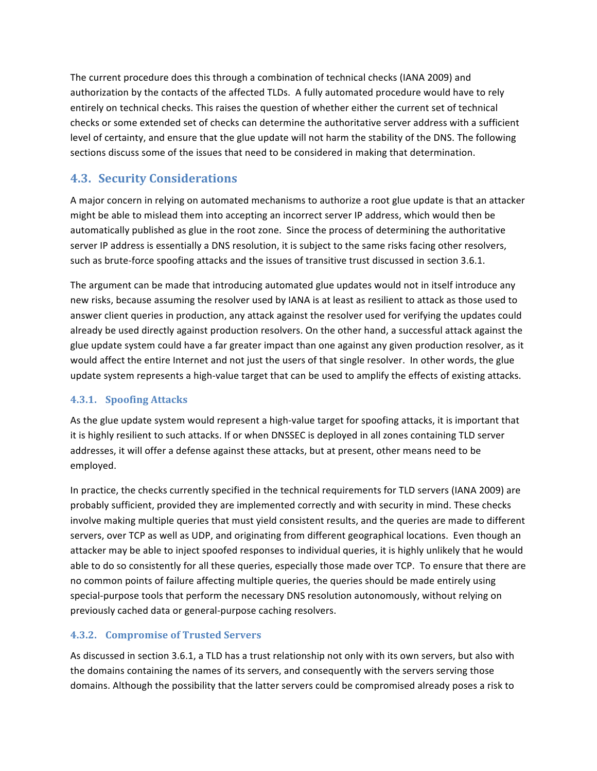The current procedure does this through a combination of technical checks (IANA 2009) and authorization by the contacts of the affected TLDs. A fully automated procedure would have to rely entirely on technical checks. This raises the question of whether either the current set of technical checks or some extended set of checks can determine the authoritative server address with a sufficient level of certainty, and ensure that the glue update will not harm the stability of the DNS. The following sections discuss some of the issues that need to be considered in making that determination.

## 4.3. Security Considerations

A major concern in relying on automated mechanisms to authorize a root glue update is that an attacker might be able to mislead them into accepting an incorrect server IP address, which would then be automatically published as glue in the root zone. Since the process of determining the authoritative server IP address is essentially a DNS resolution, it is subject to the same risks facing other resolvers, such as brute-force spoofing attacks and the issues of transitive trust discussed in section 3.6.1.

The argument can be made that introducing automated glue updates would not in itself introduce any new risks, because assuming the resolver used by IANA is at least as resilient to attack as those used to answer client queries in production, any attack against the resolver used for verifying the updates could already be used directly against production resolvers. On the other hand, a successful attack against the glue update system could have a far greater impact than one against any given production resolver, as it would affect the entire Internet and not just the users of that single resolver. In other words, the glue update system represents a high-value target that can be used to amplify the effects of existing attacks.

### 4.3.1. Spoofing Attacks

As the glue update system would represent a high-value target for spoofing attacks, it is important that it is highly resilient to such attacks. If or when DNSSEC is deployed in all zones containing TLD server addresses, it will offer a defense against these attacks, but at present, other means need to be employed.

In practice, the checks currently specified in the technical requirements for TLD servers (IANA 2009) are probably sufficient, provided they are implemented correctly and with security in mind. These checks involve making multiple queries that must yield consistent results, and the queries are made to different servers, over TCP as well as UDP, and originating from different geographical locations. Even though an attacker may be able to inject spoofed responses to individual queries, it is highly unlikely that he would able to do so consistently for all these queries, especially those made over TCP. To ensure that there are no common points of failure affecting multiple queries, the queries should be made entirely using special-purpose tools that perform the necessary DNS resolution autonomously, without relying on previously cached data or general-purpose caching resolvers.

### 4.3.2. Compromise of Trusted Servers

As discussed in section 3.6.1, a TLD has a trust relationship not only with its own servers, but also with the domains containing the names of its servers, and consequently with the servers serving those domains. Although the possibility that the latter servers could be compromised already poses a risk to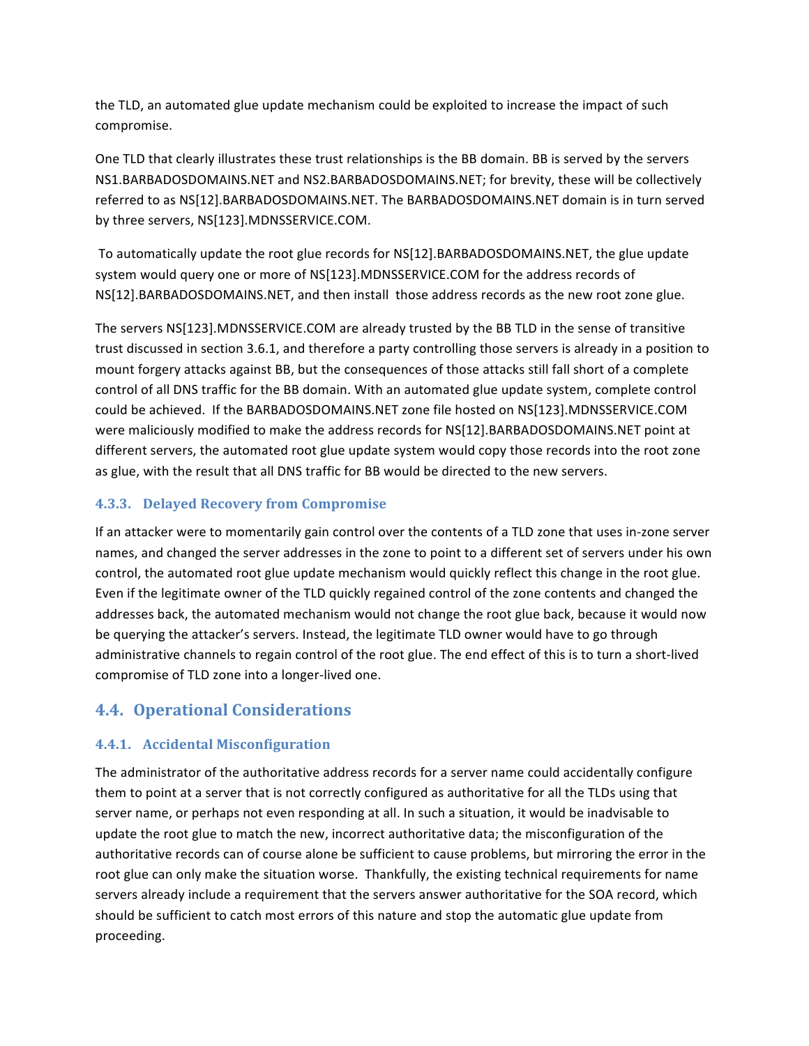the TLD, an automated glue update mechanism could be exploited to increase the impact of such compromise.

One TLD that clearly illustrates these trust relationships is the BB domain. BB is served by the servers NS1.BARBADOSDOMAINS.NET and NS2.BARBADOSDOMAINS.NET; for brevity, these will be collectively referred to as NS[12].BARBADOSDOMAINS.NET. The BARBADOSDOMAINS.NET domain is in turn served by three servers, NS[123].MDNSSERVICE.COM.

To automatically update the root glue records for NS[12].BARBADOSDOMAINS.NET, the glue update system would query one or more of NS[123].MDNSSERVICE.COM for the address records of NS[12].BARBADOSDOMAINS.NET, and then install those address records as the new root zone glue.

The servers NS[123].MDNSSERVICE.COM are already trusted by the BB TLD in the sense of transitive trust discussed in section 3.6.1, and therefore a party controlling those servers is already in a position to mount forgery attacks against BB, but the consequences of those attacks still fall short of a complete control of all DNS traffic for the BB domain. With an automated glue update system, complete control could be achieved. If the BARBADOSDOMAINS.NET zone file hosted on NS[123].MDNSSERVICE.COM were maliciously modified to make the address records for NS[12].BARBADOSDOMAINS.NET point at different servers, the automated root glue update system would copy those records into the root zone as glue, with the result that all DNS traffic for BB would be directed to the new servers.

### 4.3.3. Delayed Recovery from Compromise

If an attacker were to momentarily gain control over the contents of a TLD zone that uses in-zone server names, and changed the server addresses in the zone to point to a different set of servers under his own control, the automated root glue update mechanism would quickly reflect this change in the root glue. Even if the legitimate owner of the TLD quickly regained control of the zone contents and changed the addresses back, the automated mechanism would not change the root glue back, because it would now be querying the attacker's servers. Instead, the legitimate TLD owner would have to go through administrative channels to regain control of the root glue. The end effect of this is to turn a short-lived compromise of TLD zone into a longer-lived one.

## 4.4. Operational Considerations

### 4.4.1. Accidental Misconfiguration

The administrator of the authoritative address records for a server name could accidentally configure them to point at a server that is not correctly configured as authoritative for all the TLDs using that server name, or perhaps not even responding at all. In such a situation, it would be inadvisable to update the root glue to match the new, incorrect authoritative data; the misconfiguration of the authoritative records can of course alone be sufficient to cause problems, but mirroring the error in the root glue can only make the situation worse. Thankfully, the existing technical requirements for name servers already include a requirement that the servers answer authoritative for the SOA record, which should be sufficient to catch most errors of this nature and stop the automatic glue update from proceeding.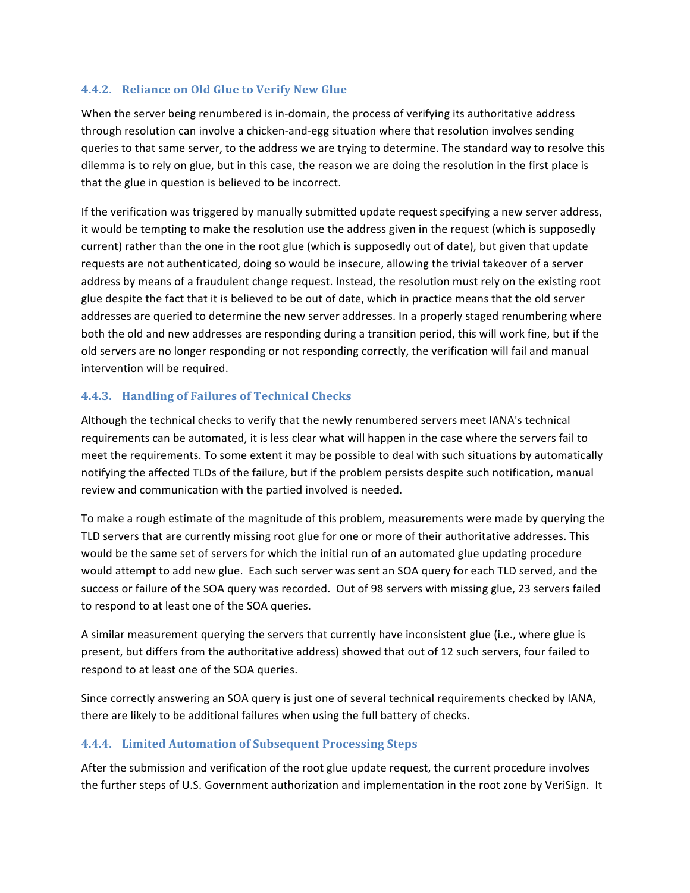### 4.4.2. Reliance on Old Glue to Verify New Glue

When the server being renumbered is in-domain, the process of verifying its authoritative address through resolution can involve a chicken-and-egg situation where that resolution involves sending queries to that same server, to the address we are trying to determine. The standard way to resolve this dilemma is to rely on glue, but in this case, the reason we are doing the resolution in the first place is that the glue in question is believed to be incorrect.

If the verification was triggered by manually submitted update request specifying a new server address, it would be tempting to make the resolution use the address given in the request (which is supposedly current) rather than the one in the root glue (which is supposedly out of date), but given that update requests are not authenticated, doing so would be insecure, allowing the trivial takeover of a server address by means of a fraudulent change request. Instead, the resolution must rely on the existing root glue despite the fact that it is believed to be out of date, which in practice means that the old server addresses are queried to determine the new server addresses. In a properly staged renumbering where both the old and new addresses are responding during a transition period, this will work fine, but if the old servers are no longer responding or not responding correctly, the verification will fail and manual intervention will be required.

### 4.4.3. Handling of Failures of Technical Checks

Although the technical checks to verify that the newly renumbered servers meet IANA's technical requirements can be automated, it is less clear what will happen in the case where the servers fail to meet the requirements. To some extent it may be possible to deal with such situations by automatically notifying the affected TLDs of the failure, but if the problem persists despite such notification, manual review and communication with the partied involved is needed.

To make a rough estimate of the magnitude of this problem, measurements were made by querying the TLD servers that are currently missing root glue for one or more of their authoritative addresses. This would be the same set of servers for which the initial run of an automated glue updating procedure would attempt to add new glue. Each such server was sent an SOA query for each TLD served, and the success or failure of the SOA query was recorded. Out of 98 servers with missing glue, 23 servers failed to respond to at least one of the SOA queries.

A similar measurement querying the servers that currently have inconsistent glue (i.e., where glue is present, but differs from the authoritative address) showed that out of 12 such servers, four failed to respond to at least one of the SOA queries.

Since correctly answering an SOA query is just one of several technical requirements checked by IANA, there are likely to be additional failures when using the full battery of checks.

### 4.4.4. Limited Automation of Subsequent Processing Steps

After the submission and verification of the root glue update request, the current procedure involves the further steps of U.S. Government authorization and implementation in the root zone by VeriSign. It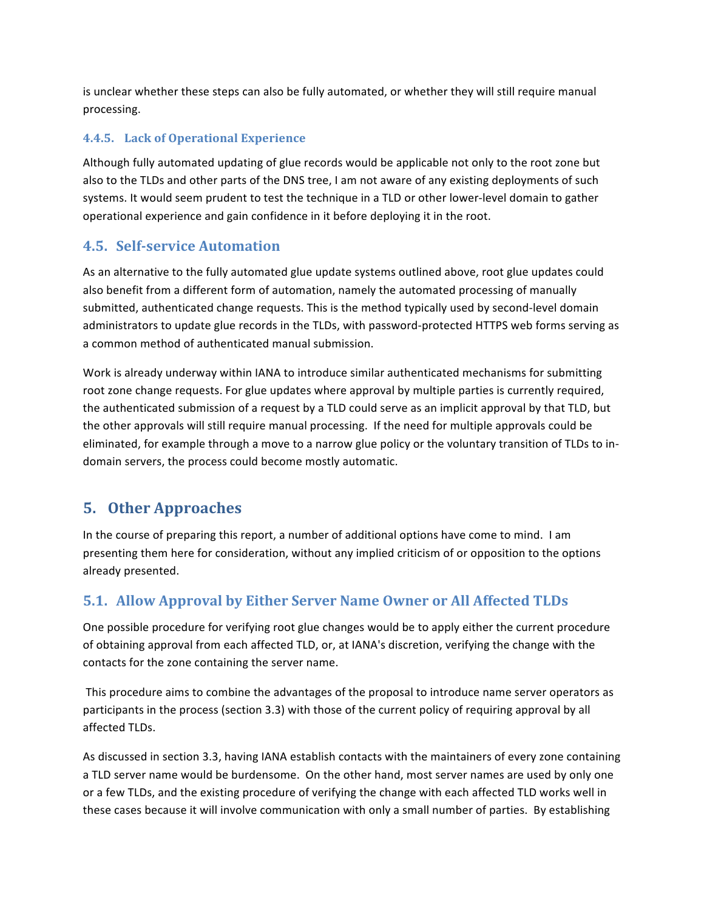is unclear whether these steps can also be fully automated, or whether they will still require manual processing.

### 4.4.5. Lack of Operational Experience

Although fully automated updating of glue records would be applicable not only to the root zone but also to the TLDs and other parts of the DNS tree, I am not aware of any existing deployments of such systems. It would seem prudent to test the technique in a TLD or other lower-level domain to gather operational experience and gain confidence in it before deploying it in the root.

## 4.5. Self-service Automation

As an alternative to the fully automated glue update systems outlined above, root glue updates could also benefit from a different form of automation, namely the automated processing of manually submitted, authenticated change requests. This is the method typically used by second-level domain administrators to update glue records in the TLDs, with password-protected HTTPS web forms serving as a common method of authenticated manual submission.

Work is already underway within IANA to introduce similar authenticated mechanisms for submitting root zone change requests. For glue updates where approval by multiple parties is currently required, the authenticated submission of a request by a TLD could serve as an implicit approval by that TLD, but the other approvals will still require manual processing. If the need for multiple approvals could be eliminated, for example through a move to a narrow glue policy or the voluntary transition of TLDs to in-domain servers, the process could become mostly automatic.

# 5. Other Approaches

In the course of preparing this report, a number of additional options have come to mind. I am presenting them here for consideration, without any implied criticism of or opposition to the options already presented.

## 5.1. Allow Approval by Either Server Name Owner or All Affected TLDs

One possible procedure for verifying root glue changes would be to apply either the current procedure of obtaining approval from each affected TLD, or, at IANA's discretion, verifying the change with the contacts for the zone containing the server name.

This procedure aims to combine the advantages of the proposal to introduce name server operators as participants in the process (section 3.3) with those of the current policy of requiring approval by all affected TLDs.

As discussed in section 3.3, having IANA establish contacts with the maintainers of every zone containing a TLD server name would be burdensome. On the other hand, most server names are used by only one or a few TLDs, and the existing procedure of verifying the change with each affected TLD works well in these cases because it will involve communication with only a small number of parties. By establishing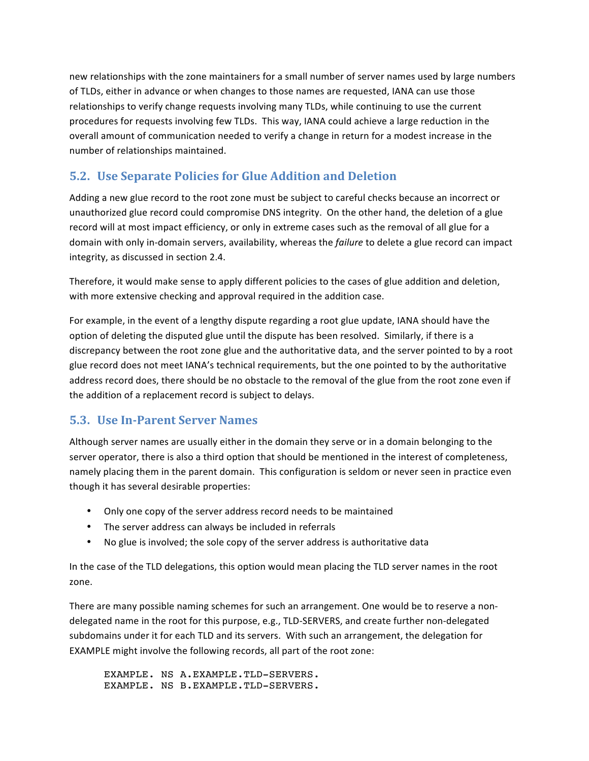new relationships with the zone maintainers for a small number of server names used by large numbers of TLDs, either in advance or when changes to those names are requested, IANA can use those relationships to verify change requests involving many TLDs, while continuing to use the current procedures for requests involving few TLDs. This way, IANA could achieve a large reduction in the overall amount of communication needed to verify a change in return for a modest increase in the number of relationships maintained.

## 5.2. Use Separate Policies for Glue Addition and Deletion

Adding a new glue record to the root zone must be subject to careful checks because an incorrect or unauthorized glue record could compromise DNS integrity. On the other hand, the deletion of a glue record will at most impact efficiency, or only in extreme cases such as the removal of all glue for a domain with only in-domain servers, availability, whereas the *failure* to delete a glue record can impact integrity, as discussed in section 2.4.

Therefore, it would make sense to apply different policies to the cases of glue addition and deletion, with more extensive checking and approval required in the addition case.

For example, in the event of a lengthy dispute regarding a root glue update, IANA should have the option of deleting the disputed glue until the dispute has been resolved. Similarly, if there is a discrepancy between the root zone glue and the authoritative data, and the server pointed to by a root glue record does not meet IANA's technical requirements, but the one pointed to by the authoritative address record does, there should be no obstacle to the removal of the glue from the root zone even if the addition of a replacement record is subject to delays.

## 5.3. Use In-Parent Server Names

Although server names are usually either in the domain they serve or in a domain belonging to the server operator, there is also a third option that should be mentioned in the interest of completeness, namely placing them in the parent domain. This configuration is seldom or never seen in practice even though it has several desirable properties:

- Only one copy of the server address record needs to be maintained
- The server address can always be included in referrals
- No glue is involved; the sole copy of the server address is authoritative data

In the case of the TLD delegations, this option would mean placing the TLD server names in the root zone.

There are many possible naming schemes for such an arrangement. One would be to reserve a non-delegated name in the root for this purpose, e.g., TLD-SERVERS, and create further non-delegated subdomains under it for each TLD and its servers. With such an arrangement, the delegation for EXAMPLE might involve the following records, all part of the root zone:

```
EXAMPLE. NS A.EXAMPLE.TLD-SERVERS.
EXAMPLE. NS B.EXAMPLE.TLD-SERVERS.
```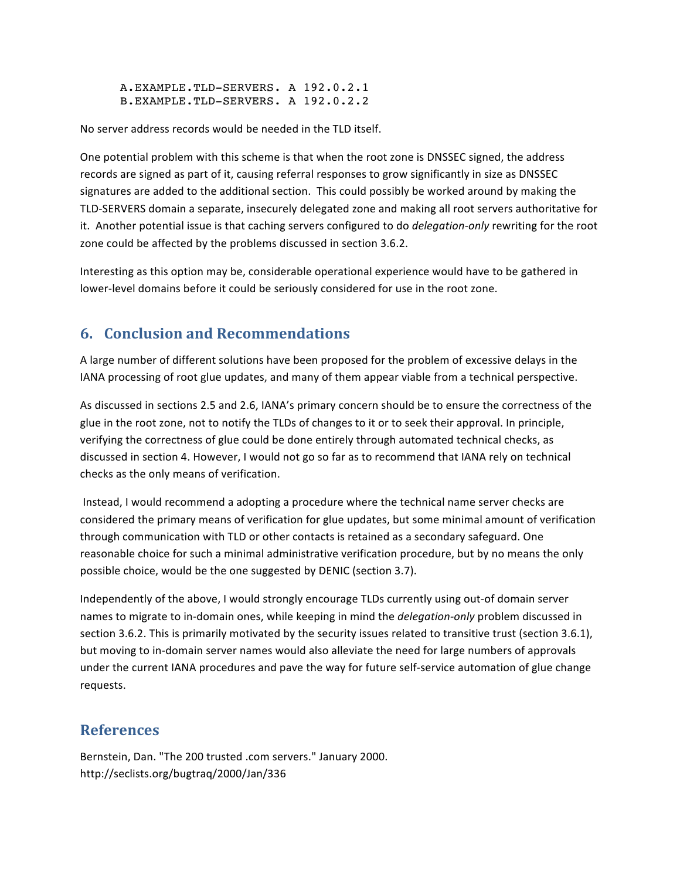```
A.EXAMPLE.TLD-SERVERS. A 192.0.2.1
B.EXAMPLE.TLD-SERVERS. A 192.0.2.2
```

No server address records would be needed in the TLD itself.

One potential problem with this scheme is that when the root zone is DNSSEC signed, the address records are signed as part of it, causing referral responses to grow significantly in size as DNSSEC signatures are added to the additional section. This could possibly be worked around by making the TLD-SERVERS domain a separate, insecurely delegated zone and making all root servers authoritative for it. Another potential issue is that caching servers configured to do *delegation-only* rewriting for the root zone could be affected by the problems discussed in section 3.6.2.

Interesting as this option may be, considerable operational experience would have to be gathered in lower-level domains before it could be seriously considered for use in the root zone.

## 6. Conclusion and Recommendations

A large number of different solutions have been proposed for the problem of excessive delays in the IANA processing of root glue updates, and many of them appear viable from a technical perspective.

As discussed in sections 2.5 and 2.6, IANA's primary concern should be to ensure the correctness of the glue in the root zone, not to notify the TLDs of changes to it or to seek their approval. In principle, verifying the correctness of glue could be done entirely through automated technical checks, as discussed in section 4. However, I would not go so far as to recommend that IANA rely on technical checks as the only means of verification.

Instead, I would recommend a adopting a procedure where the technical name server checks are considered the primary means of verification for glue updates, but some minimal amount of verification through communication with TLD or other contacts is retained as a secondary safeguard. One reasonable choice for such a minimal administrative verification procedure, but by no means the only possible choice, would be the one suggested by DENIC (section 3.7).

Independently of the above, I would strongly encourage TLDs currently using out-of domain server names to migrate to in-domain ones, while keeping in mind the *delegation-only* problem discussed in section 3.6.2. This is primarily motivated by the security issues related to transitive trust (section 3.6.1), but moving to in-domain server names would also alleviate the need for large numbers of approvals under the current IANA procedures and pave the way for future self-service automation of glue change requests.

## References

Bernstein, Dan. "The 200 trusted .com servers." January 2000.
http://seclists.org/bugtraq/2000/Jan/336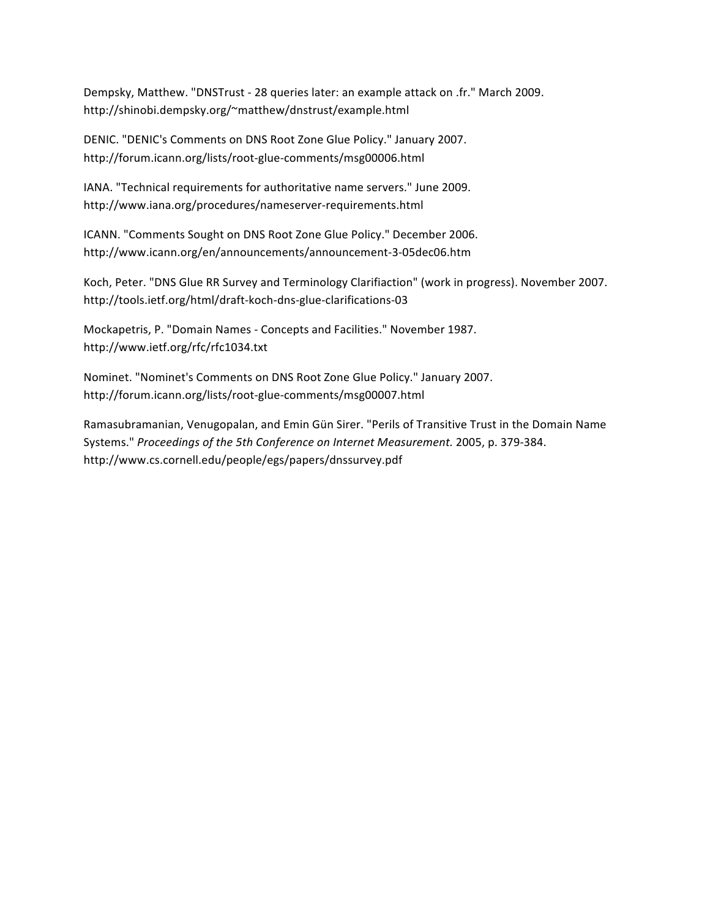Dempsky, Matthew. "DNSTrust - 28 queries later: an example attack on .fr." March 2009. http://shinobi.dempsky.org/~matthew/dnstrust/example.html

DENIC. "DENIC's Comments on DNS Root Zone Glue Policy." January 2007. http://forum.icann.org/lists/root-glue-comments/msg00006.html

IANA. "Technical requirements for authoritative name servers." June 2009. http://www.iana.org/procedures/nameserver-requirements.html

ICANN. "Comments Sought on DNS Root Zone Glue Policy." December 2006. http://www.icann.org/en/announcements/announcement-3-05dec06.htm

Koch, Peter. "DNS Glue RR Survey and Terminology Clarifiaction" (work in progress). November 2007. http://tools.ietf.org/html/draft-koch-dns-glue-clarifications-03

Mockapetris, P. "Domain Names - Concepts and Facilities." November 1987. http://www.ietf.org/rfc/rfc1034.txt

Nominet. "Nominet's Comments on DNS Root Zone Glue Policy." January 2007. http://forum.icann.org/lists/root-glue-comments/msg00007.html

Ramasubramanian, Venugopalan, and Emin Gün Sirer. "Perils of Transitive Trust in the Domain Name Systems." *Proceedings of the 5th Conference on Internet Measurement.* 2005, p. 379-384. http://www.cs.cornell.edu/people/egs/papers/dnssurvey.pdf